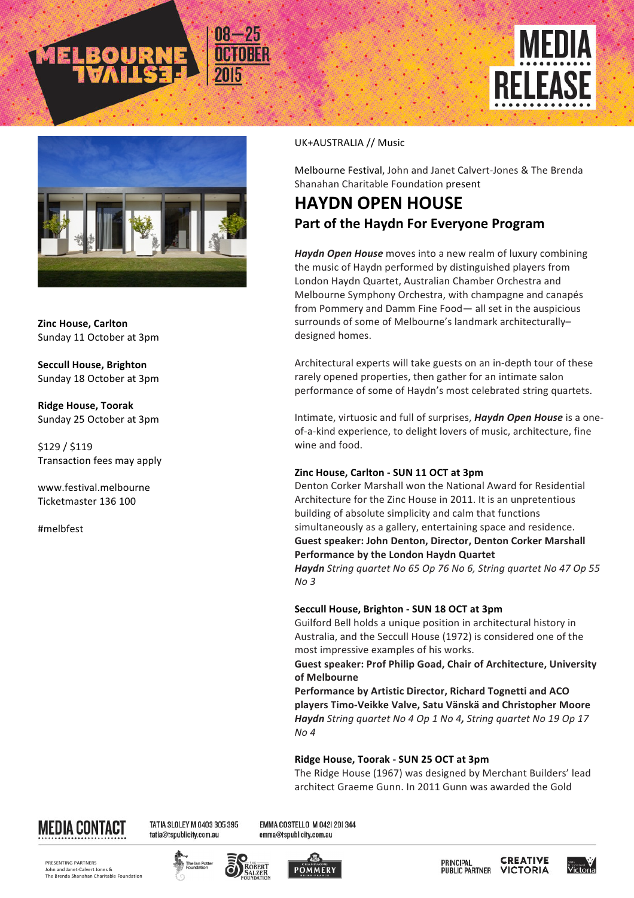MELBOURNE FESTIVAL 08—25 OCTOBER 2015

# MEDIA RELEASE

**Zinc House, Carlton**
Sunday 11 October at 3pm

**Seccull House, Brighton**
Sunday 18 October at 3pm

**Ridge House, Toorak**
Sunday 25 October at 3pm

$129 / $119
Transaction fees may apply

www.festival.melbourne
Ticketmaster 136 100

#melbfest

UK+AUSTRALIA // Music

Melbourne Festival, John and Janet Calvert-Jones & The Brenda Shanahan Charitable Foundation present

## HAYDN OPEN HOUSE

### Part of the Haydn For Everyone Program

***Haydn Open House*** moves into a new realm of luxury combining the music of Haydn performed by distinguished players from London Haydn Quartet, Australian Chamber Orchestra and Melbourne Symphony Orchestra, with champagne and canapés from Pommery and Damm Fine Food— all set in the auspicious surrounds of some of Melbourne's landmark architecturally–designed homes.

Architectural experts will take guests on an in-depth tour of these rarely opened properties, then gather for an intimate salon performance of some of Haydn's most celebrated string quartets.

Intimate, virtuosic and full of surprises, ***Haydn Open House*** is a one-of-a-kind experience, to delight lovers of music, architecture, fine wine and food.

**Zinc House, Carlton - SUN 11 OCT at 3pm**
Denton Corker Marshall won the National Award for Residential Architecture for the Zinc House in 2011. It is an unpretentious building of absolute simplicity and calm that functions simultaneously as a gallery, entertaining space and residence.
**Guest speaker: John Denton, Director, Denton Corker Marshall**
**Performance by the London Haydn Quartet**
***Haydn*** *String quartet No 65 Op 76 No 6, String quartet No 47 Op 55 No 3*

**Seccull House, Brighton - SUN 18 OCT at 3pm**
Guilford Bell holds a unique position in architectural history in Australia, and the Seccull House (1972) is considered one of the most impressive examples of his works.
**Guest speaker: Prof Philip Goad, Chair of Architecture, University of Melbourne**
**Performance by Artistic Director, Richard Tognetti and ACO players Timo-Veikke Valve, Satu Vänskä and Christopher Moore**
***Haydn*** *String quartet No 4 Op 1 No 4, String quartet No 19 Op 17 No 4*

**Ridge House, Toorak - SUN 25 OCT at 3pm**
The Ridge House (1967) was designed by Merchant Builders' lead architect Graeme Gunn. In 2011 Gunn was awarded the Gold

**MEDIA CONTACT**
TATIA SLOLEY M 0403 305 395 tatia@tspublicity.com.au
EMMA COSTELLO M 0421 201 344 emma@tspublicity.com.au

PRESENTING PARTNERS
John and Janet Calvert-Jones &
The Brenda Shanahan Charitable Foundation

PRINCIPAL PUBLIC PARTNER CREATIVE VICTORIA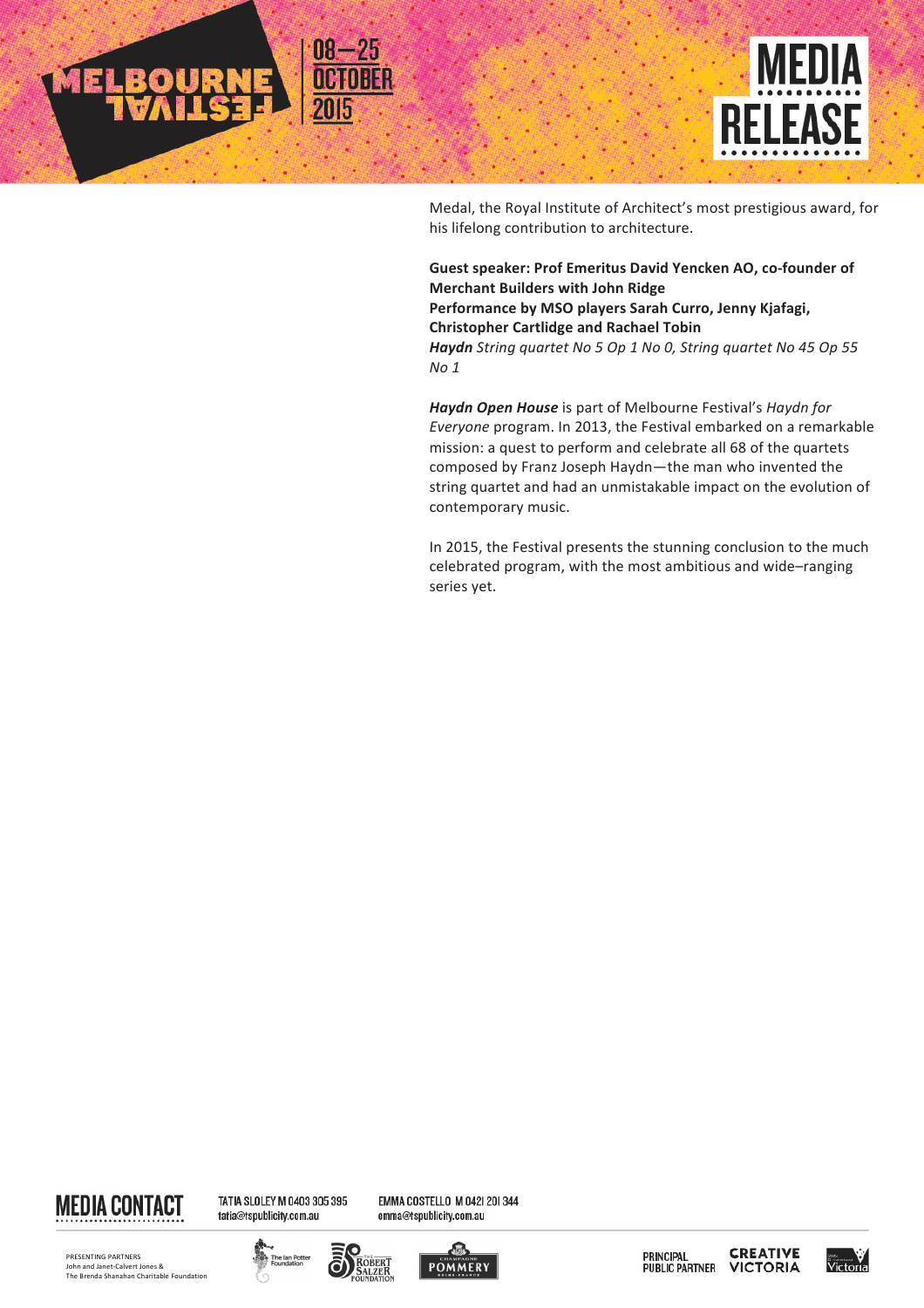Medal, the Royal Institute of Architect's most prestigious award, for his lifelong contribution to architecture.

**Guest speaker: Prof Emeritus David Yencken AO, co-founder of Merchant Builders with John Ridge**
**Performance by MSO players Sarah Curro, Jenny Kjafagi, Christopher Cartlidge and Rachael Tobin**
***Haydn*** *String quartet No 5 Op 1 No 0, String quartet No 45 Op 55 No 1*

***Haydn Open House*** is part of Melbourne Festival's *Haydn for Everyone* program. In 2013, the Festival embarked on a remarkable mission: a quest to perform and celebrate all 68 of the quartets composed by Franz Joseph Haydn—the man who invented the string quartet and had an unmistakable impact on the evolution of contemporary music.

In 2015, the Festival presents the stunning conclusion to the much celebrated program, with the most ambitious and wide–ranging series yet.

**MEDIA CONTACT**

TATIA SLOLEY M 0403 305 395
tatia@tspublicity.com.au

EMMA COSTELLO M 0421 201 344
emma@tspublicity.com.au

PRESENTING PARTNERS
John and Janet-Calvert Jones &
The Brenda Shanahan Charitable Foundation

PRINCIPAL PUBLIC PARTNER CREATIVE VICTORIA